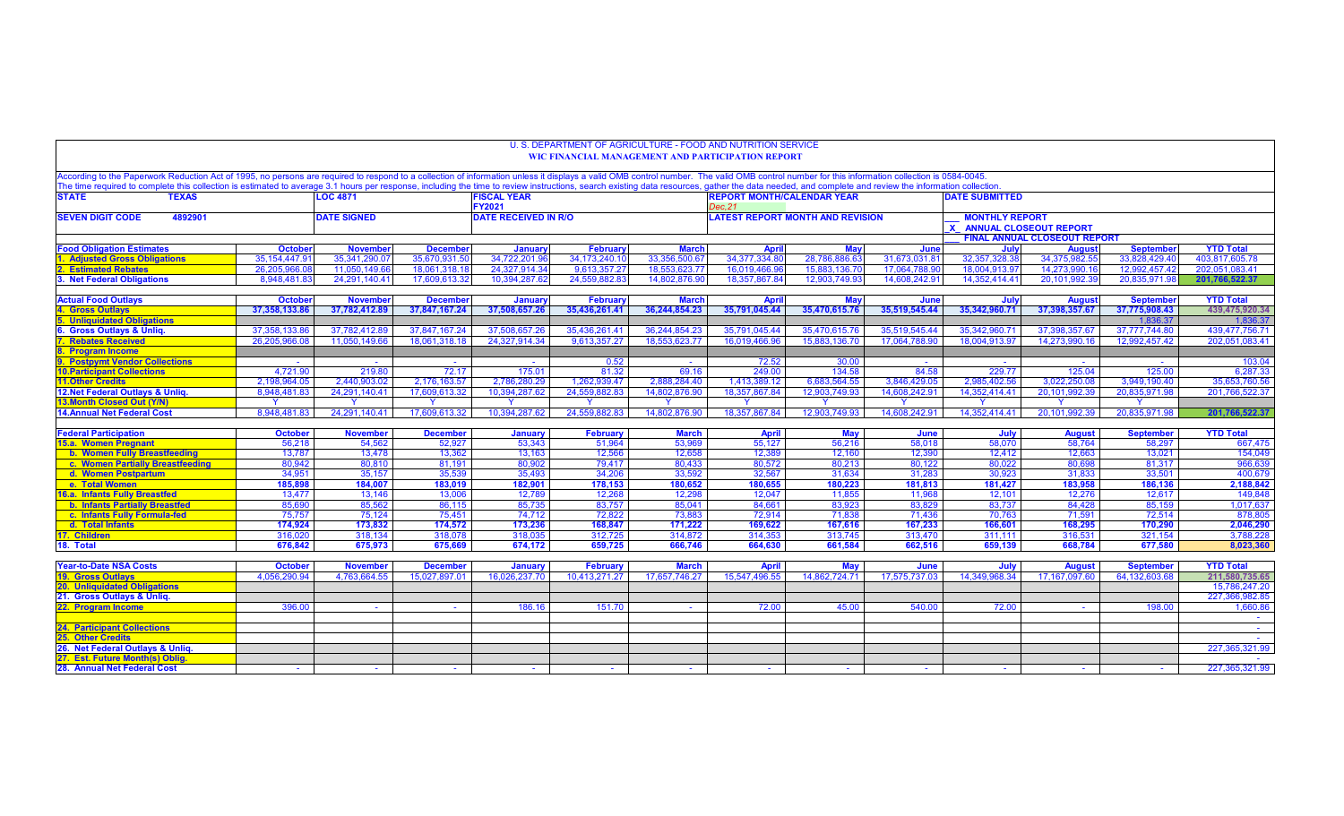U. S. DEPARTMENT OF AGRICULTURE - FOOD AND NUTRITION SERVICE

**WIC FINANCIAL MANAGEMENT AND PARTICIPATION REPORT**

According to the Paperwork Reduction Act of 1995, no persons are required to respond to a collection of information unless it displays a valid OMB control number. The valid OMB control number for this information collection is 0584-0045. The time required to complete this collection is estimated to average 3.1 hours per response, including the time to review instructions, search existing data resources, gather the data needed, and complete and review the information collection.

| STATE | TEXAS | LOC 4871 | FISCAL YEAR FY2021 | REPORT MONTH/CALENDAR YEAR *Dec,21* | DATE SUBMITTED |
|---|---|---|---|---|---|
| SEVEN DIGIT CODE | 4892901 | DATE SIGNED | DATE RECEIVED IN R/O | LATEST REPORT MONTH AND REVISION | ___ MONTHLY REPORT<br>_X_ ANNUAL CLOSEOUT REPORT<br>___ FINAL ANNUAL CLOSEOUT REPORT |

| Food Obligation Estimates | October | November | December | January | February | March | April | May | June | July | August | September | YTD Total |
|---|---|---|---|---|---|---|---|---|---|---|---|---|---|
| 1. Adjusted Gross Obligations | 35,154,447.91 | 35,341,290.07 | 35,670,931.50 | 34,722,201.96 | 34,173,240.10 | 33,356,500.67 | 34,377,334.80 | 28,786,886.63 | 31,673,031.81 | 32,357,328.38 | 34,375,982.55 | 33,828,429.40 | 403,817,605.78 |
| 2. Estimated Rebates | 26,205,966.08 | 11,050,149.66 | 18,061,318.18 | 24,327,914.34 | 9,613,357.27 | 18,553,623.77 | 16,019,466.96 | 15,883,136.70 | 17,064,788.90 | 18,004,913.97 | 14,273,990.16 | 12,992,457.42 | 202,051,083.41 |
| 3. Net Federal Obligations | 8,948,481.83 | 24,291,140.41 | 17,609,613.32 | 10,394,287.62 | 24,559,882.83 | 14,802,876.90 | 18,357,867.84 | 12,903,749.93 | 14,608,242.91 | 14,352,414.41 | 20,101,992.39 | 20,835,971.98 | 201,766,522.37 |

| Actual Food Outlays | October | November | December | January | February | March | April | May | June | July | August | September | YTD Total |
|---|---|---|---|---|---|---|---|---|---|---|---|---|---|
| 4. Gross Outlays | 37,358,133.86 | 37,782,412.89 | 37,847,167.24 | 37,508,657.26 | 35,436,261.41 | 36,244,854.23 | 35,791,045.44 | 35,470,615.76 | 35,519,545.44 | 35,342,960.71 | 37,398,357.67 | 37,775,908.43 | 439,475,920.34 |
| 5. Unliquidated Obligations | | | | | | | | | | | | 1,836.37 | 1,836.37 |
| 6. Gross Outlays & Unliq. | 37,358,133.86 | 37,782,412.89 | 37,847,167.24 | 37,508,657.26 | 35,436,261.41 | 36,244,854.23 | 35,791,045.44 | 35,470,615.76 | 35,519,545.44 | 35,342,960.71 | 37,398,357.67 | 37,777,744.80 | 439,477,756.71 |
| 7. Rebates Received | 26,205,966.08 | 11,050,149.66 | 18,061,318.18 | 24,327,914.34 | 9,613,357.27 | 18,553,623.77 | 16,019,466.96 | 15,883,136.70 | 17,064,788.90 | 18,004,913.97 | 14,273,990.16 | 12,992,457.42 | 202,051,083.41 |
| 8. Program Income | | | | | | | | | | | | | |
| 9. Postpymt Vendor Collections | - | - | - | - | 0.52 | - | 72.52 | 30.00 | - | - | - | - | 103.04 |
| 10. Participant Collections | 4,721.90 | 219.80 | 72.17 | 175.01 | 81.32 | 69.16 | 249.00 | 134.58 | 84.58 | 229.77 | 125.04 | 125.00 | 6,287.33 |
| 11. Other Credits | 2,198,964.05 | 2,440,903.02 | 2,176,163.57 | 2,786,280.29 | 1,262,939.47 | 2,888,284.40 | 1,413,389.12 | 6,683,564.55 | 3,846,429.05 | 2,985,402.56 | 3,022,250.08 | 3,949,190.40 | 35,653,760.56 |
| 12. Net Federal Outlays & Unliq. | 8,948,481.83 | 24,291,140.41 | 17,609,613.32 | 10,394,287.62 | 24,559,882.83 | 14,802,876.90 | 18,357,867.84 | 12,903,749.93 | 14,608,242.91 | 14,352,414.41 | 20,101,992.39 | 20,835,971.98 | 201,766,522.37 |
| 13. Month Closed Out (Y/N) | Y | Y | Y | Y | Y | Y | Y | Y | Y | Y | Y | Y | |
| 14. Annual Net Federal Cost | 8,948,481.83 | 24,291,140.41 | 17,609,613.32 | 10,394,287.62 | 24,559,882.83 | 14,802,876.90 | 18,357,867.84 | 12,903,749.93 | 14,608,242.91 | 14,352,414.41 | 20,101,992.39 | 20,835,971.98 | 201,766,522.37 |

| Federal Participation | October | November | December | January | February | March | April | May | June | July | August | September | YTD Total |
|---|---|---|---|---|---|---|---|---|---|---|---|---|---|
| 15.a. Women Pregnant | 56,218 | 54,562 | 52,927 | 53,343 | 51,964 | 53,969 | 55,127 | 56,216 | 58,018 | 58,070 | 58,764 | 58,297 | 667,475 |
| b. Women Fully Breastfeeding | 13,787 | 13,478 | 13,362 | 13,163 | 12,566 | 12,658 | 12,389 | 12,160 | 12,390 | 12,412 | 12,663 | 13,021 | 154,049 |
| c. Women Partially Breastfeeding | 80,942 | 80,810 | 81,191 | 80,902 | 79,417 | 80,433 | 80,572 | 80,213 | 80,122 | 80,022 | 80,698 | 81,317 | 966,639 |
| d. Women Postpartum | 34,951 | 35,157 | 35,539 | 35,493 | 34,206 | 33,592 | 32,567 | 31,634 | 31,283 | 30,923 | 31,833 | 33,501 | 400,679 |
| e. Total Women | 185,898 | 184,007 | 183,019 | 182,901 | 178,153 | 180,652 | 180,655 | 180,223 | 181,813 | 181,427 | 183,958 | 186,136 | 2,188,842 |
| 16.a. Infants Fully Breastfed | 13,477 | 13,146 | 13,006 | 12,789 | 12,268 | 12,298 | 12,047 | 11,855 | 11,968 | 12,101 | 12,276 | 12,617 | 149,848 |
| b. Infants Partially Breastfed | 85,690 | 85,562 | 86,115 | 85,735 | 83,757 | 85,041 | 84,661 | 83,923 | 83,829 | 83,737 | 84,428 | 85,159 | 1,017,637 |
| c. Infants Fully Formula-fed | 75,757 | 75,124 | 75,451 | 74,712 | 72,822 | 73,883 | 72,914 | 71,838 | 71,436 | 70,763 | 71,591 | 72,514 | 878,805 |
| d. Total Infants | 174,924 | 173,832 | 174,572 | 173,236 | 168,847 | 171,222 | 169,622 | 167,616 | 167,233 | 166,601 | 168,295 | 170,290 | 2,046,290 |
| 17. Children | 316,020 | 318,134 | 318,078 | 318,035 | 312,725 | 314,872 | 314,353 | 313,745 | 313,470 | 311,111 | 316,531 | 321,154 | 3,788,228 |
| 18. Total | 676,842 | 675,973 | 675,669 | 674,172 | 659,725 | 666,746 | 664,630 | 661,584 | 662,516 | 659,139 | 668,784 | 677,580 | 8,023,360 |

| Year-to-Date NSA Costs | October | November | December | January | February | March | April | May | June | July | August | September | YTD Total |
|---|---|---|---|---|---|---|---|---|---|---|---|---|---|
| 19. Gross Outlays | 4,056,290.94 | 4,763,664.55 | 15,027,897.01 | 16,026,237.70 | 10,413,271.27 | 17,657,746.27 | 15,547,496.55 | 14,862,724.71 | 17,575,737.03 | 14,349,968.34 | 17,167,097.60 | 64,132,603.68 | 211,580,735.65 |
| 20. Unliquidated Obligations | | | | | | | | | | | | | 15,786,247.20 |
| 21. Gross Outlays & Unliq. | | | | | | | | | | | | | 227,366,982.85 |
| 22. Program Income | 396.00 | - | - | 186.16 | 151.70 | - | 72.00 | 45.00 | 540.00 | 72.00 | - | 198.00 | 1,660.86 |
| | | | | | | | | | | | | | - |
| 24. Participant Collections | | | | | | | | | | | | | - |
| 25. Other Credits | | | | | | | | | | | | | - |
| 26. Net Federal Outlays & Unliq. | | | | | | | | | | | | | 227,365,321.99 |
| 27. Est. Future Month(s) Oblig. | | | | | | | | | | | | | - |
| 28. Annual Net Federal Cost | - | - | - | - | - | - | - | - | - | - | - | - | 227,365,321.99 |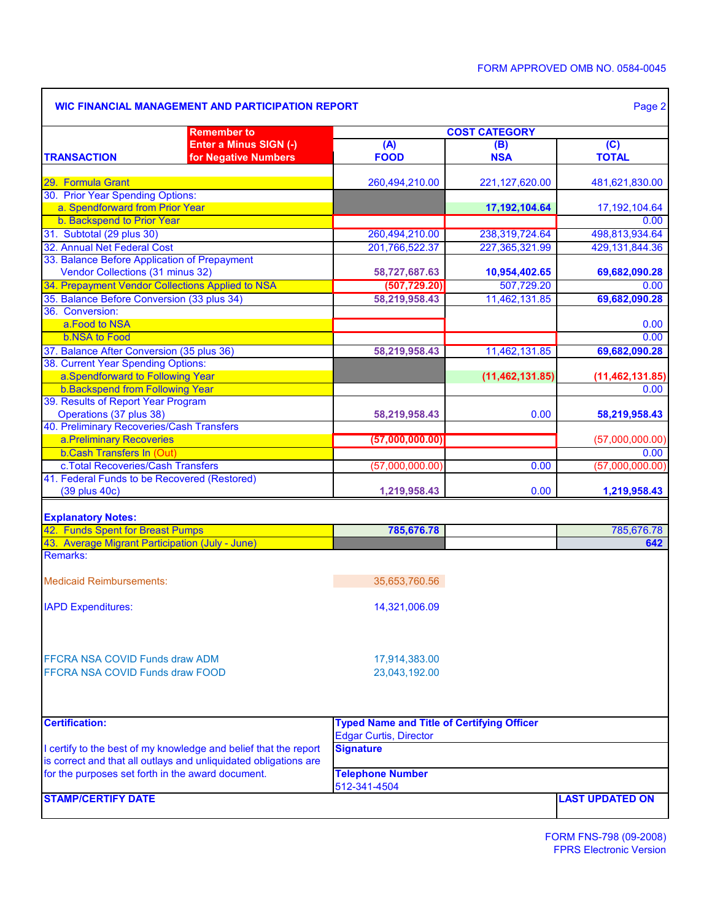FORM APPROVED OMB NO. 0584-0045

## WIC FINANCIAL MANAGEMENT AND PARTICIPATION REPORT

Page 2

| TRANSACTION | Remember to Enter a Minus SIGN (-) for Negative Numbers | COST CATEGORY (A) FOOD | (B) NSA | (C) TOTAL |
|---|---|---|---|---|
| 29. Formula Grant | | 260,494,210.00 | 221,127,620.00 | 481,621,830.00 |
| 30. Prior Year Spending Options: | | | | |
| a. Spendforward from Prior Year | | | 17,192,104.64 | 17,192,104.64 |
| b. Backspend to Prior Year | | | | 0.00 |
| 31. Subtotal (29 plus 30) | | 260,494,210.00 | 238,319,724.64 | 498,813,934.64 |
| 32. Annual Net Federal Cost | | 201,766,522.37 | 227,365,321.99 | 429,131,844.36 |
| 33. Balance Before Application of Prepayment Vendor Collections (31 minus 32) | | 58,727,687.63 | 10,954,402.65 | 69,682,090.28 |
| 34. Prepayment Vendor Collections Applied to NSA | | (507,729.20) | 507,729.20 | 0.00 |
| 35. Balance Before Conversion (33 plus 34) | | 58,219,958.43 | 11,462,131.85 | 69,682,090.28 |
| 36. Conversion: | | | | |
| a. Food to NSA | | | | 0.00 |
| b. NSA to Food | | | | 0.00 |
| 37. Balance After Conversion (35 plus 36) | | 58,219,958.43 | 11,462,131.85 | 69,682,090.28 |
| 38. Current Year Spending Options: | | | | |
| a. Spendforward to Following Year | | | (11,462,131.85) | (11,462,131.85) |
| b. Backspend from Following Year | | | | 0.00 |
| 39. Results of Report Year Program Operations (37 plus 38) | | 58,219,958.43 | 0.00 | 58,219,958.43 |
| 40. Preliminary Recoveries/Cash Transfers | | | | |
| a. Preliminary Recoveries | | (57,000,000.00) | | (57,000,000.00) |
| b. Cash Transfers In (Out) | | | | 0.00 |
| c. Total Recoveries/Cash Transfers | | (57,000,000.00) | 0.00 | (57,000,000.00) |
| 41. Federal Funds to be Recovered (Restored) (39 plus 40c) | | 1,219,958.43 | 0.00 | 1,219,958.43 |

**Explanatory Notes:**

| | | | |
|---|---|---|---|
| 42. Funds Spent for Breast Pumps | 785,676.78 | | 785,676.78 |
| 43. Average Migrant Participation (July - June) | | | 642 |

Remarks:

| | |
|---|---|
| Medicaid Reimbursements: | 35,653,760.56 |
| IAPD Expenditures: | 14,321,006.09 |
| FFCRA NSA COVID Funds draw ADM | 17,914,383.00 |
| FFCRA NSA COVID Funds draw FOOD | 23,043,192.00 |

**Certification:**

I certify to the best of my knowledge and belief that the report is correct and that all outlays and unliquidated obligations are for the purposes set forth in the award document.

**Typed Name and Title of Certifying Officer**
Edgar Curtis, Director

**Signature**

**Telephone Number**
512-341-4504

**STAMP/CERTIFY DATE**

**LAST UPDATED ON**

FORM FNS-798 (09-2008)
FPRS Electronic Version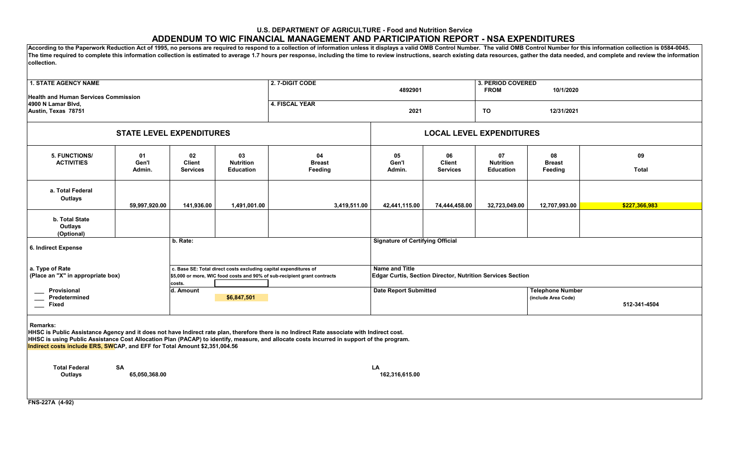U.S. DEPARTMENT OF AGRICULTURE - Food and Nutrition Service

# ADDENDUM TO WIC FINANCIAL MANAGEMENT AND PARTICIPATION REPORT - NSA EXPENDITURES

**According to the Paperwork Reduction Act of 1995, no persons are required to respond to a collection of information unless it displays a valid OMB Control Number. The valid OMB Control Number for this information collection is 0584-0045. The time required to complete this information collection is estimated to average 1.7 hours per response, including the time to review instructions, search existing data resources, gather the data needed, and complete and review the information collection.**

| | | |
|---|---|---|
| **1. STATE AGENCY NAME**<br>Health and Human Services Commission<br>4900 N Lamar Blvd,<br>Austin, Texas 78751 | **2. 7-DIGIT CODE** 4892901<br>**4. FISCAL YEAR** 2021 | **3. PERIOD COVERED**<br>FROM 10/1/2020<br>TO 12/31/2021 |

| 5. FUNCTIONS/ ACTIVITIES | STATE LEVEL EXPENDITURES | | | | LOCAL LEVEL EXPENDITURES | | | | |
|---|---|---|---|---|---|---|---|---|---|
| | 01 Gen'l Admin. | 02 Client Services | 03 Nutrition Education | 04 Breast Feeding | 05 Gen'l Admin. | 06 Client Services | 07 Nutrition Education | 08 Breast Feeding | 09 Total |
| a. Total Federal Outlays | 59,997,920.00 | 141,936.00 | 1,491,001.00 | 3,419,511.00 | 42,441,115.00 | 74,444,458.00 | 32,723,049.00 | 12,707,993.00 | $227,366,983 |
| b. Total State Outlays (Optional) | | | | | | | | | |

| | | |
|---|---|---|
| **6. Indirect Expense** | **b. Rate:** | **Signature of Certifying Official** |
| **a. Type of Rate (Place an "X" in appropriate box)** | **c. Base SE: Total direct costs excluding capital expenditures of $5,000 or more, WIC food costs and 90% of sub-recipient grant contracts costs.** | **Name and Title**<br>Edgar Curtis, Section Director, Nutrition Services Section |
| ___ Provisional<br>___ Predetermined<br>___ Fixed | **d. Amount** $6,847,501 | **Date Report Submitted** / **Telephone Number (include Area Code)** 512-341-4504 |

**Remarks:**

HHSC is Public Assistance Agency and it does not have Indirect rate plan, therefore there is no Indirect Rate associate with Indirect cost.

HHSC is using Public Assistance Cost Allocation Plan (PACAP) to identify, measure, and allocate costs incurred in support of the program.

Indirect costs include ERS, SWCAP, and EFF for Total Amount $2,351,004.56

| | SA | LA |
|---|---|---|
| Total Federal Outlays | 65,050,368.00 | 162,316,615.00 |

FNS-227A (4-92)